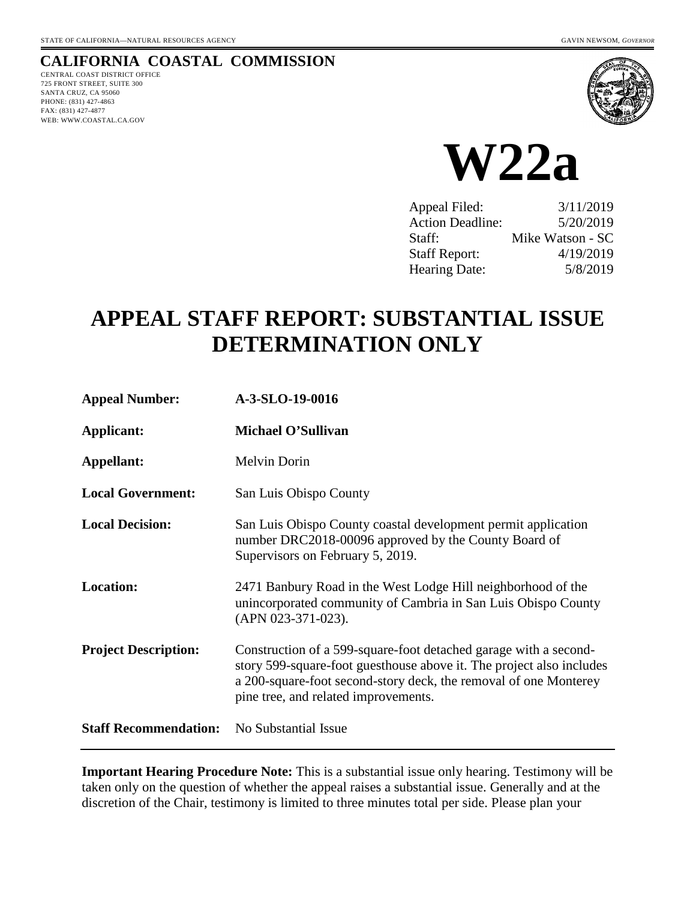STATE OF CALIFORNIA—NATURAL RESOURCES AGENCY GAVIN NEWSOM, *GOVERNOR*

**CALIFORNIA COASTAL COMMISSION**
CENTRAL COAST DISTRICT OFFICE
725 FRONT STREET, SUITE 300
SANTA CRUZ, CA 95060
PHONE: (831) 427-4863
FAX: (831) 427-4877
WEB: WWW.COASTAL.CA.GOV

# W22a

| | |
|---|---|
| Appeal Filed: | 3/11/2019 |
| Action Deadline: | 5/20/2019 |
| Staff: | Mike Watson - SC |
| Staff Report: | 4/19/2019 |
| Hearing Date: | 5/8/2019 |

# APPEAL STAFF REPORT: SUBSTANTIAL ISSUE DETERMINATION ONLY

**Appeal Number:** **A-3-SLO-19-0016**

**Applicant:** **Michael O'Sullivan**

**Appellant:** Melvin Dorin

**Local Government:** San Luis Obispo County

**Local Decision:** San Luis Obispo County coastal development permit application number DRC2018-00096 approved by the County Board of Supervisors on February 5, 2019.

**Location:** 2471 Banbury Road in the West Lodge Hill neighborhood of the unincorporated community of Cambria in San Luis Obispo County (APN 023-371-023).

**Project Description:** Construction of a 599-square-foot detached garage with a second-story 599-square-foot guesthouse above it. The project also includes a 200-square-foot second-story deck, the removal of one Monterey pine tree, and related improvements.

**Staff Recommendation:** No Substantial Issue

---

**Important Hearing Procedure Note:** This is a substantial issue only hearing. Testimony will be taken only on the question of whether the appeal raises a substantial issue. Generally and at the discretion of the Chair, testimony is limited to three minutes total per side. Please plan your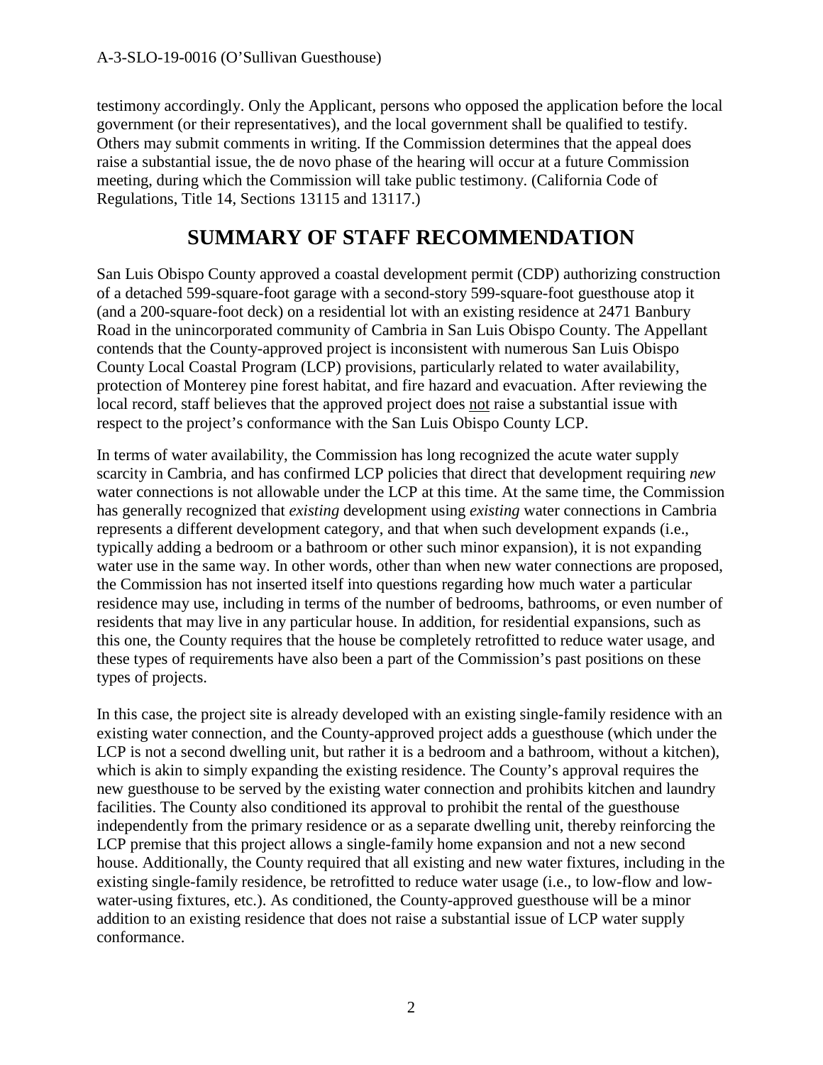testimony accordingly. Only the Applicant, persons who opposed the application before the local government (or their representatives), and the local government shall be qualified to testify. Others may submit comments in writing. If the Commission determines that the appeal does raise a substantial issue, the de novo phase of the hearing will occur at a future Commission meeting, during which the Commission will take public testimony. (California Code of Regulations, Title 14, Sections 13115 and 13117.)

# SUMMARY OF STAFF RECOMMENDATION

San Luis Obispo County approved a coastal development permit (CDP) authorizing construction of a detached 599-square-foot garage with a second-story 599-square-foot guesthouse atop it (and a 200-square-foot deck) on a residential lot with an existing residence at 2471 Banbury Road in the unincorporated community of Cambria in San Luis Obispo County. The Appellant contends that the County-approved project is inconsistent with numerous San Luis Obispo County Local Coastal Program (LCP) provisions, particularly related to water availability, protection of Monterey pine forest habitat, and fire hazard and evacuation. After reviewing the local record, staff believes that the approved project does not raise a substantial issue with respect to the project's conformance with the San Luis Obispo County LCP.

In terms of water availability, the Commission has long recognized the acute water supply scarcity in Cambria, and has confirmed LCP policies that direct that development requiring *new* water connections is not allowable under the LCP at this time. At the same time, the Commission has generally recognized that *existing* development using *existing* water connections in Cambria represents a different development category, and that when such development expands (i.e., typically adding a bedroom or a bathroom or other such minor expansion), it is not expanding water use in the same way. In other words, other than when new water connections are proposed, the Commission has not inserted itself into questions regarding how much water a particular residence may use, including in terms of the number of bedrooms, bathrooms, or even number of residents that may live in any particular house. In addition, for residential expansions, such as this one, the County requires that the house be completely retrofitted to reduce water usage, and these types of requirements have also been a part of the Commission's past positions on these types of projects.

In this case, the project site is already developed with an existing single-family residence with an existing water connection, and the County-approved project adds a guesthouse (which under the LCP is not a second dwelling unit, but rather it is a bedroom and a bathroom, without a kitchen), which is akin to simply expanding the existing residence. The County's approval requires the new guesthouse to be served by the existing water connection and prohibits kitchen and laundry facilities. The County also conditioned its approval to prohibit the rental of the guesthouse independently from the primary residence or as a separate dwelling unit, thereby reinforcing the LCP premise that this project allows a single-family home expansion and not a new second house. Additionally, the County required that all existing and new water fixtures, including in the existing single-family residence, be retrofitted to reduce water usage (i.e., to low-flow and low-water-using fixtures, etc.). As conditioned, the County-approved guesthouse will be a minor addition to an existing residence that does not raise a substantial issue of LCP water supply conformance.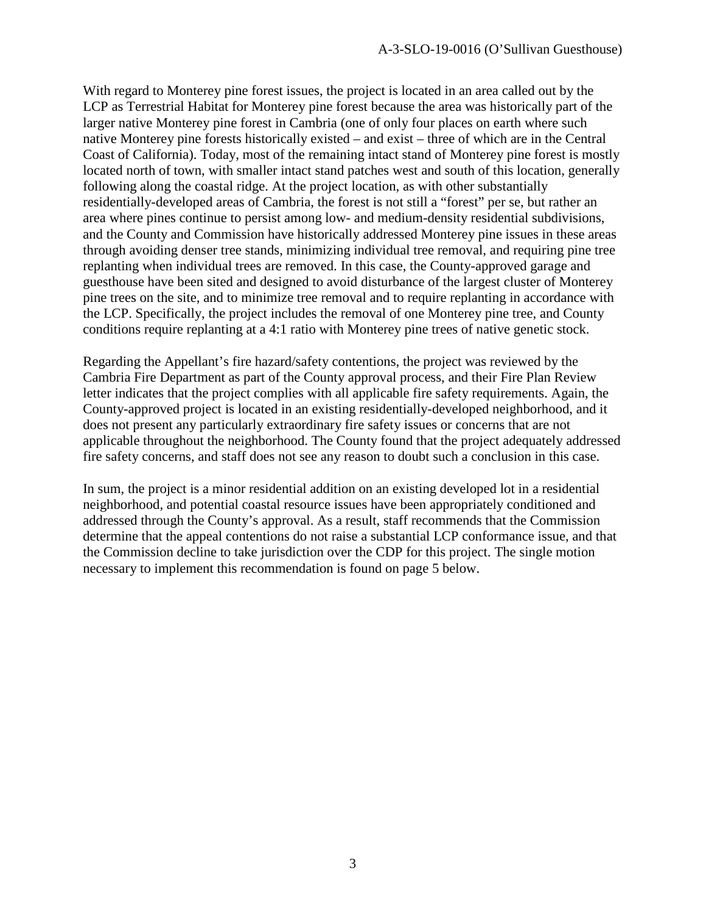With regard to Monterey pine forest issues, the project is located in an area called out by the LCP as Terrestrial Habitat for Monterey pine forest because the area was historically part of the larger native Monterey pine forest in Cambria (one of only four places on earth where such native Monterey pine forests historically existed – and exist – three of which are in the Central Coast of California). Today, most of the remaining intact stand of Monterey pine forest is mostly located north of town, with smaller intact stand patches west and south of this location, generally following along the coastal ridge. At the project location, as with other substantially residentially-developed areas of Cambria, the forest is not still a "forest" per se, but rather an area where pines continue to persist among low- and medium-density residential subdivisions, and the County and Commission have historically addressed Monterey pine issues in these areas through avoiding denser tree stands, minimizing individual tree removal, and requiring pine tree replanting when individual trees are removed. In this case, the County-approved garage and guesthouse have been sited and designed to avoid disturbance of the largest cluster of Monterey pine trees on the site, and to minimize tree removal and to require replanting in accordance with the LCP. Specifically, the project includes the removal of one Monterey pine tree, and County conditions require replanting at a 4:1 ratio with Monterey pine trees of native genetic stock.

Regarding the Appellant's fire hazard/safety contentions, the project was reviewed by the Cambria Fire Department as part of the County approval process, and their Fire Plan Review letter indicates that the project complies with all applicable fire safety requirements. Again, the County-approved project is located in an existing residentially-developed neighborhood, and it does not present any particularly extraordinary fire safety issues or concerns that are not applicable throughout the neighborhood. The County found that the project adequately addressed fire safety concerns, and staff does not see any reason to doubt such a conclusion in this case.

In sum, the project is a minor residential addition on an existing developed lot in a residential neighborhood, and potential coastal resource issues have been appropriately conditioned and addressed through the County's approval. As a result, staff recommends that the Commission determine that the appeal contentions do not raise a substantial LCP conformance issue, and that the Commission decline to take jurisdiction over the CDP for this project. The single motion necessary to implement this recommendation is found on page 5 below.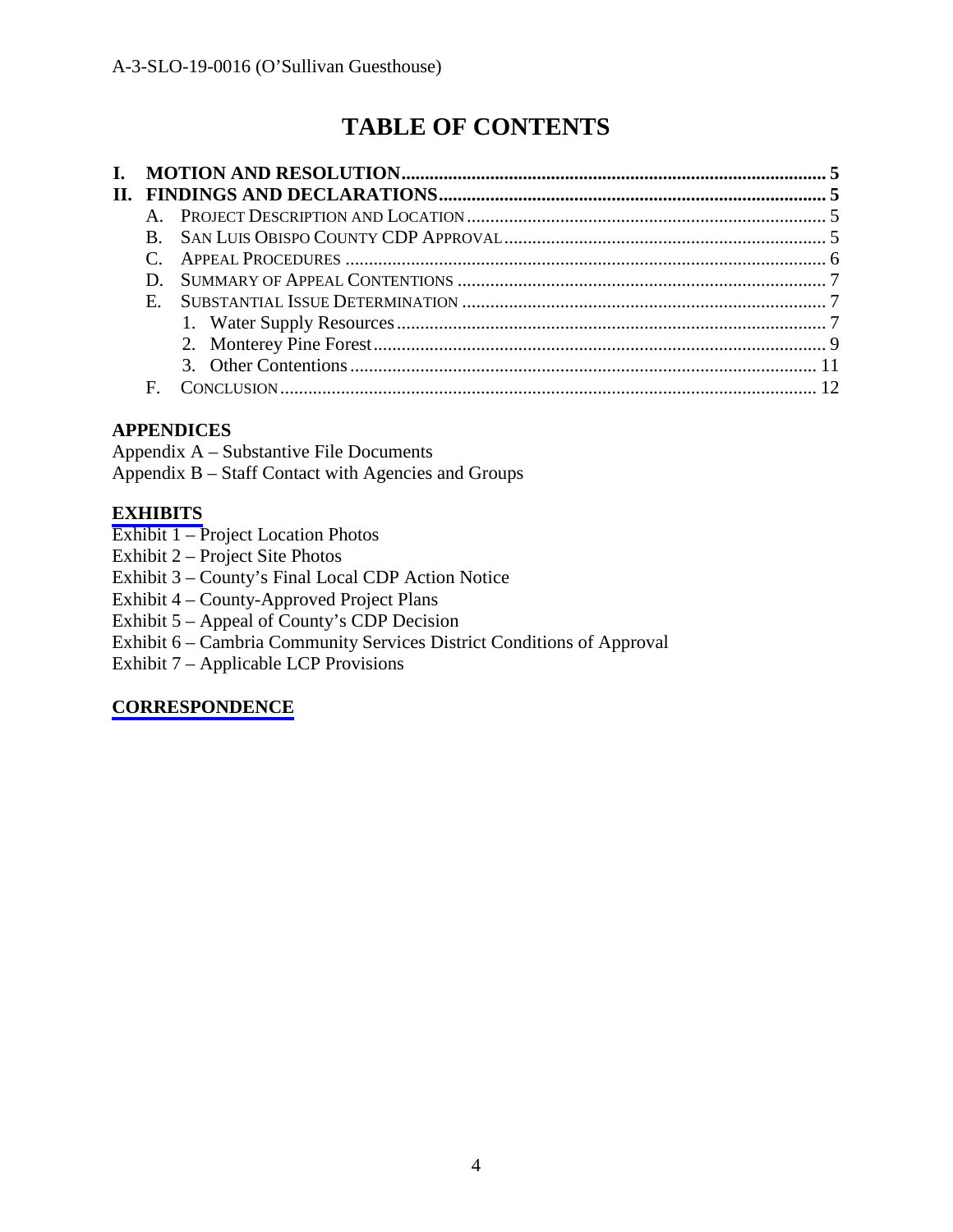# TABLE OF CONTENTS

- **I. MOTION AND RESOLUTION** ........ 5
- **II. FINDINGS AND DECLARATIONS** ........ 5
  - A. PROJECT DESCRIPTION AND LOCATION ........ 5
  - B. SAN LUIS OBISPO COUNTY CDP APPROVAL ........ 5
  - C. APPEAL PROCEDURES ........ 6
  - D. SUMMARY OF APPEAL CONTENTIONS ........ 7
  - E. SUBSTANTIAL ISSUE DETERMINATION ........ 7
    1. Water Supply Resources ........ 7
    2. Monterey Pine Forest ........ 9
    3. Other Contentions ........ 11
  - F. CONCLUSION ........ 12

**APPENDICES**

Appendix A – Substantive File Documents
Appendix B – Staff Contact with Agencies and Groups

**EXHIBITS**

Exhibit 1 – Project Location Photos
Exhibit 2 – Project Site Photos
Exhibit 3 – County's Final Local CDP Action Notice
Exhibit 4 – County-Approved Project Plans
Exhibit 5 – Appeal of County's CDP Decision
Exhibit 6 – Cambria Community Services District Conditions of Approval
Exhibit 7 – Applicable LCP Provisions

**CORRESPONDENCE**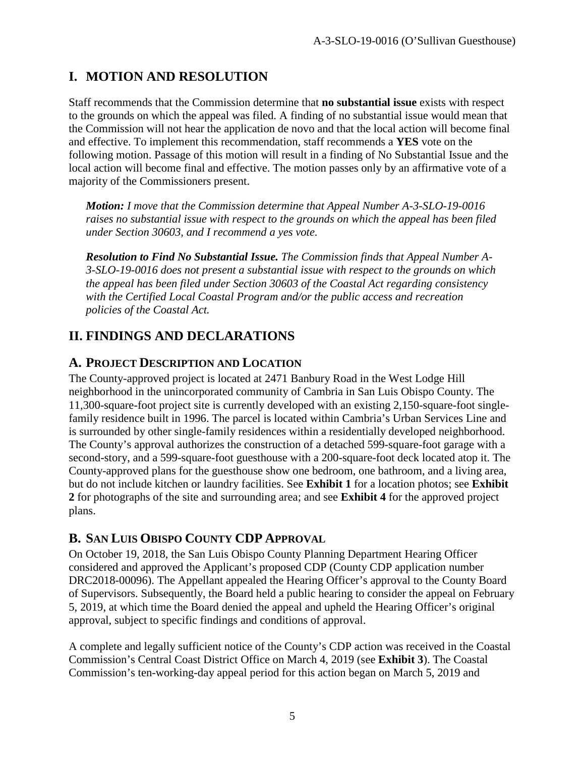# I. MOTION AND RESOLUTION

Staff recommends that the Commission determine that **no substantial issue** exists with respect to the grounds on which the appeal was filed. A finding of no substantial issue would mean that the Commission will not hear the application de novo and that the local action will become final and effective. To implement this recommendation, staff recommends a **YES** vote on the following motion. Passage of this motion will result in a finding of No Substantial Issue and the local action will become final and effective. The motion passes only by an affirmative vote of a majority of the Commissioners present.

> ***Motion:*** *I move that the Commission determine that Appeal Number A-3-SLO-19-0016 raises no substantial issue with respect to the grounds on which the appeal has been filed under Section 30603, and I recommend a yes vote.*
>
> ***Resolution to Find No Substantial Issue.*** *The Commission finds that Appeal Number A-3-SLO-19-0016 does not present a substantial issue with respect to the grounds on which the appeal has been filed under Section 30603 of the Coastal Act regarding consistency with the Certified Local Coastal Program and/or the public access and recreation policies of the Coastal Act.*

# II. FINDINGS AND DECLARATIONS

## A. PROJECT DESCRIPTION AND LOCATION

The County-approved project is located at 2471 Banbury Road in the West Lodge Hill neighborhood in the unincorporated community of Cambria in San Luis Obispo County. The 11,300-square-foot project site is currently developed with an existing 2,150-square-foot single-family residence built in 1996. The parcel is located within Cambria's Urban Services Line and is surrounded by other single-family residences within a residentially developed neighborhood. The County's approval authorizes the construction of a detached 599-square-foot garage with a second-story, and a 599-square-foot guesthouse with a 200-square-foot deck located atop it. The County-approved plans for the guesthouse show one bedroom, one bathroom, and a living area, but do not include kitchen or laundry facilities. See **Exhibit 1** for a location photos; see **Exhibit 2** for photographs of the site and surrounding area; and see **Exhibit 4** for the approved project plans.

## B. SAN LUIS OBISPO COUNTY CDP APPROVAL

On October 19, 2018, the San Luis Obispo County Planning Department Hearing Officer considered and approved the Applicant's proposed CDP (County CDP application number DRC2018-00096). The Appellant appealed the Hearing Officer's approval to the County Board of Supervisors. Subsequently, the Board held a public hearing to consider the appeal on February 5, 2019, at which time the Board denied the appeal and upheld the Hearing Officer's original approval, subject to specific findings and conditions of approval.

A complete and legally sufficient notice of the County's CDP action was received in the Coastal Commission's Central Coast District Office on March 4, 2019 (see **Exhibit 3**). The Coastal Commission's ten-working-day appeal period for this action began on March 5, 2019 and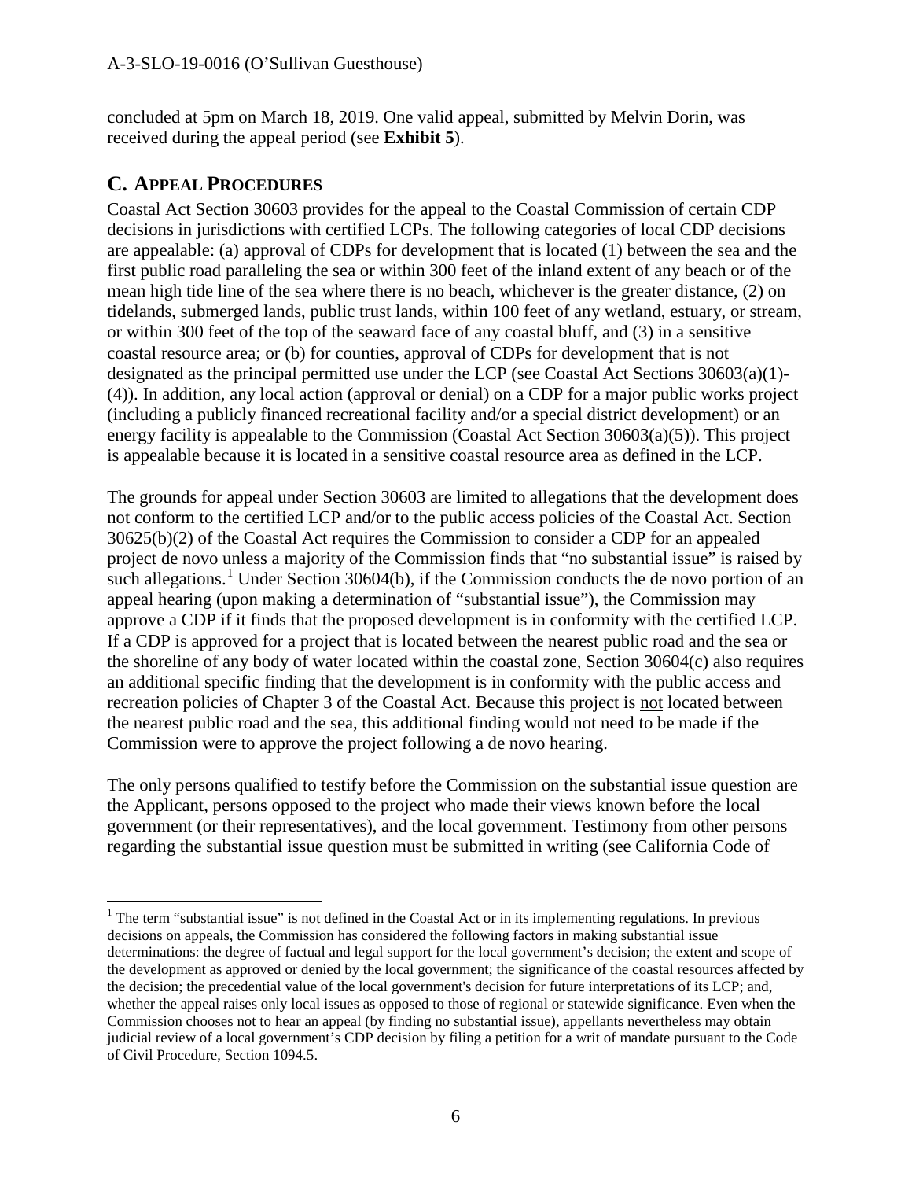concluded at 5pm on March 18, 2019. One valid appeal, submitted by Melvin Dorin, was received during the appeal period (see **Exhibit 5**).

## C. APPEAL PROCEDURES

Coastal Act Section 30603 provides for the appeal to the Coastal Commission of certain CDP decisions in jurisdictions with certified LCPs. The following categories of local CDP decisions are appealable: (a) approval of CDPs for development that is located (1) between the sea and the first public road paralleling the sea or within 300 feet of the inland extent of any beach or of the mean high tide line of the sea where there is no beach, whichever is the greater distance, (2) on tidelands, submerged lands, public trust lands, within 100 feet of any wetland, estuary, or stream, or within 300 feet of the top of the seaward face of any coastal bluff, and (3) in a sensitive coastal resource area; or (b) for counties, approval of CDPs for development that is not designated as the principal permitted use under the LCP (see Coastal Act Sections 30603(a)(1)-(4)). In addition, any local action (approval or denial) on a CDP for a major public works project (including a publicly financed recreational facility and/or a special district development) or an energy facility is appealable to the Commission (Coastal Act Section 30603(a)(5)). This project is appealable because it is located in a sensitive coastal resource area as defined in the LCP.

The grounds for appeal under Section 30603 are limited to allegations that the development does not conform to the certified LCP and/or to the public access policies of the Coastal Act. Section 30625(b)(2) of the Coastal Act requires the Commission to consider a CDP for an appealed project de novo unless a majority of the Commission finds that "no substantial issue" is raised by such allegations.[1] Under Section 30604(b), if the Commission conducts the de novo portion of an appeal hearing (upon making a determination of "substantial issue"), the Commission may approve a CDP if it finds that the proposed development is in conformity with the certified LCP. If a CDP is approved for a project that is located between the nearest public road and the sea or the shoreline of any body of water located within the coastal zone, Section 30604(c) also requires an additional specific finding that the development is in conformity with the public access and recreation policies of Chapter 3 of the Coastal Act. Because this project is not located between the nearest public road and the sea, this additional finding would not need to be made if the Commission were to approve the project following a de novo hearing.

The only persons qualified to testify before the Commission on the substantial issue question are the Applicant, persons opposed to the project who made their views known before the local government (or their representatives), and the local government. Testimony from other persons regarding the substantial issue question must be submitted in writing (see California Code of

---

[1] The term "substantial issue" is not defined in the Coastal Act or in its implementing regulations. In previous decisions on appeals, the Commission has considered the following factors in making substantial issue determinations: the degree of factual and legal support for the local government's decision; the extent and scope of the development as approved or denied by the local government; the significance of the coastal resources affected by the decision; the precedential value of the local government's decision for future interpretations of its LCP; and, whether the appeal raises only local issues as opposed to those of regional or statewide significance. Even when the Commission chooses not to hear an appeal (by finding no substantial issue), appellants nevertheless may obtain judicial review of a local government's CDP decision by filing a petition for a writ of mandate pursuant to the Code of Civil Procedure, Section 1094.5.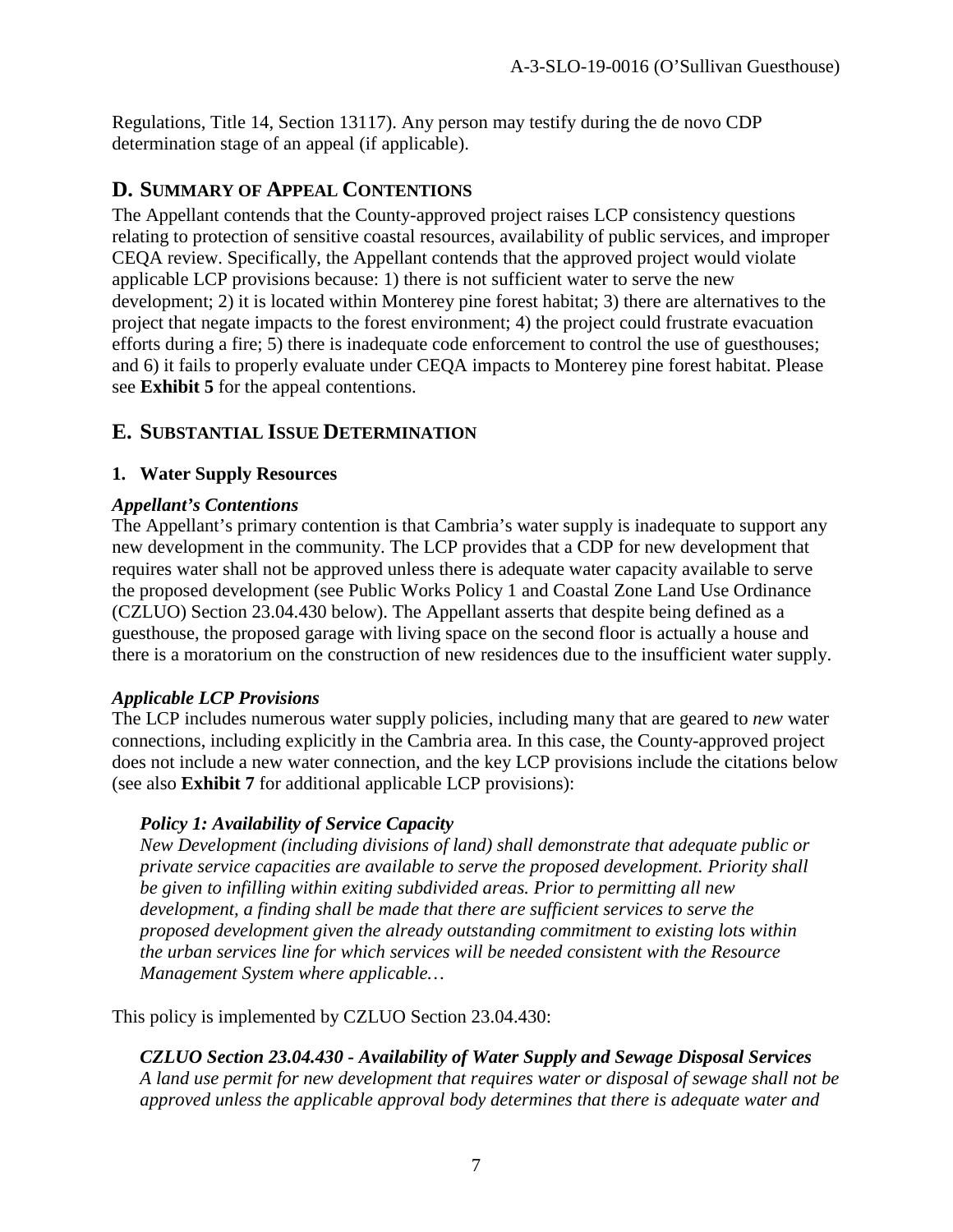Regulations, Title 14, Section 13117). Any person may testify during the de novo CDP determination stage of an appeal (if applicable).

## D. Summary of Appeal Contentions

The Appellant contends that the County-approved project raises LCP consistency questions relating to protection of sensitive coastal resources, availability of public services, and improper CEQA review. Specifically, the Appellant contends that the approved project would violate applicable LCP provisions because: 1) there is not sufficient water to serve the new development; 2) it is located within Monterey pine forest habitat; 3) there are alternatives to the project that negate impacts to the forest environment; 4) the project could frustrate evacuation efforts during a fire; 5) there is inadequate code enforcement to control the use of guesthouses; and 6) it fails to properly evaluate under CEQA impacts to Monterey pine forest habitat. Please see **Exhibit 5** for the appeal contentions.

## E. Substantial Issue Determination

### 1. Water Supply Resources

***Appellant's Contentions***

The Appellant's primary contention is that Cambria's water supply is inadequate to support any new development in the community. The LCP provides that a CDP for new development that requires water shall not be approved unless there is adequate water capacity available to serve the proposed development (see Public Works Policy 1 and Coastal Zone Land Use Ordinance (CZLUO) Section 23.04.430 below). The Appellant asserts that despite being defined as a guesthouse, the proposed garage with living space on the second floor is actually a house and there is a moratorium on the construction of new residences due to the insufficient water supply.

***Applicable LCP Provisions***

The LCP includes numerous water supply policies, including many that are geared to *new* water connections, including explicitly in the Cambria area. In this case, the County-approved project does not include a new water connection, and the key LCP provisions include the citations below (see also **Exhibit 7** for additional applicable LCP provisions):

> ***Policy 1: Availability of Service Capacity***
>
> *New Development (including divisions of land) shall demonstrate that adequate public or private service capacities are available to serve the proposed development. Priority shall be given to infilling within exiting subdivided areas. Prior to permitting all new development, a finding shall be made that there are sufficient services to serve the proposed development given the already outstanding commitment to existing lots within the urban services line for which services will be needed consistent with the Resource Management System where applicable…*

This policy is implemented by CZLUO Section 23.04.430:

> ***CZLUO Section 23.04.430 - Availability of Water Supply and Sewage Disposal Services***
>
> *A land use permit for new development that requires water or disposal of sewage shall not be approved unless the applicable approval body determines that there is adequate water and*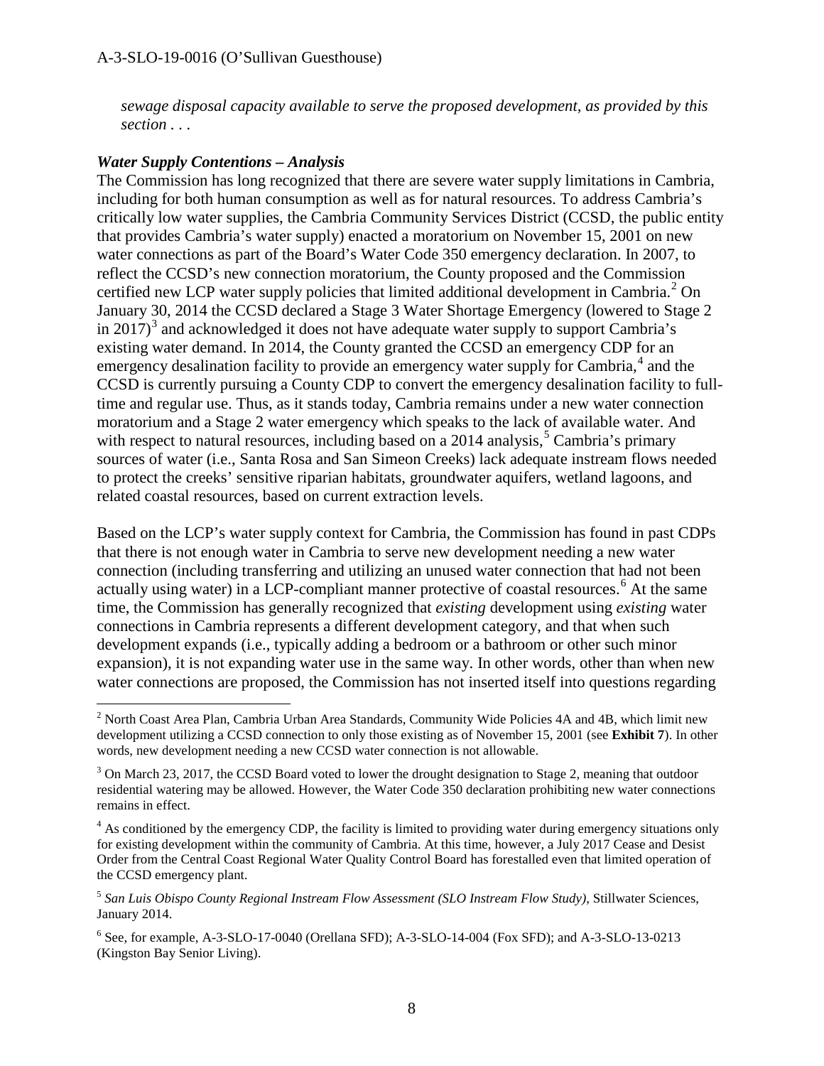*sewage disposal capacity available to serve the proposed development, as provided by this section . . .*

***Water Supply Contentions – Analysis***

The Commission has long recognized that there are severe water supply limitations in Cambria, including for both human consumption as well as for natural resources. To address Cambria's critically low water supplies, the Cambria Community Services District (CCSD, the public entity that provides Cambria's water supply) enacted a moratorium on November 15, 2001 on new water connections as part of the Board's Water Code 350 emergency declaration. In 2007, to reflect the CCSD's new connection moratorium, the County proposed and the Commission certified new LCP water supply policies that limited additional development in Cambria.[2] On January 30, 2014 the CCSD declared a Stage 3 Water Shortage Emergency (lowered to Stage 2 in 2017)[3] and acknowledged it does not have adequate water supply to support Cambria's existing water demand. In 2014, the County granted the CCSD an emergency CDP for an emergency desalination facility to provide an emergency water supply for Cambria,[4] and the CCSD is currently pursuing a County CDP to convert the emergency desalination facility to full-time and regular use. Thus, as it stands today, Cambria remains under a new water connection moratorium and a Stage 2 water emergency which speaks to the lack of available water. And with respect to natural resources, including based on a 2014 analysis,[5] Cambria's primary sources of water (i.e., Santa Rosa and San Simeon Creeks) lack adequate instream flows needed to protect the creeks' sensitive riparian habitats, groundwater aquifers, wetland lagoons, and related coastal resources, based on current extraction levels.

Based on the LCP's water supply context for Cambria, the Commission has found in past CDPs that there is not enough water in Cambria to serve new development needing a new water connection (including transferring and utilizing an unused water connection that had not been actually using water) in a LCP-compliant manner protective of coastal resources.[6] At the same time, the Commission has generally recognized that *existing* development using *existing* water connections in Cambria represents a different development category, and that when such development expands (i.e., typically adding a bedroom or a bathroom or other such minor expansion), it is not expanding water use in the same way. In other words, other than when new water connections are proposed, the Commission has not inserted itself into questions regarding

---

[2] North Coast Area Plan, Cambria Urban Area Standards, Community Wide Policies 4A and 4B, which limit new development utilizing a CCSD connection to only those existing as of November 15, 2001 (see **Exhibit 7**). In other words, new development needing a new CCSD water connection is not allowable.

[3] On March 23, 2017, the CCSD Board voted to lower the drought designation to Stage 2, meaning that outdoor residential watering may be allowed. However, the Water Code 350 declaration prohibiting new water connections remains in effect.

[4] As conditioned by the emergency CDP, the facility is limited to providing water during emergency situations only for existing development within the community of Cambria. At this time, however, a July 2017 Cease and Desist Order from the Central Coast Regional Water Quality Control Board has forestalled even that limited operation of the CCSD emergency plant.

[5] *San Luis Obispo County Regional Instream Flow Assessment (SLO Instream Flow Study)*, Stillwater Sciences, January 2014.

[6] See, for example, A-3-SLO-17-0040 (Orellana SFD); A-3-SLO-14-004 (Fox SFD); and A-3-SLO-13-0213 (Kingston Bay Senior Living).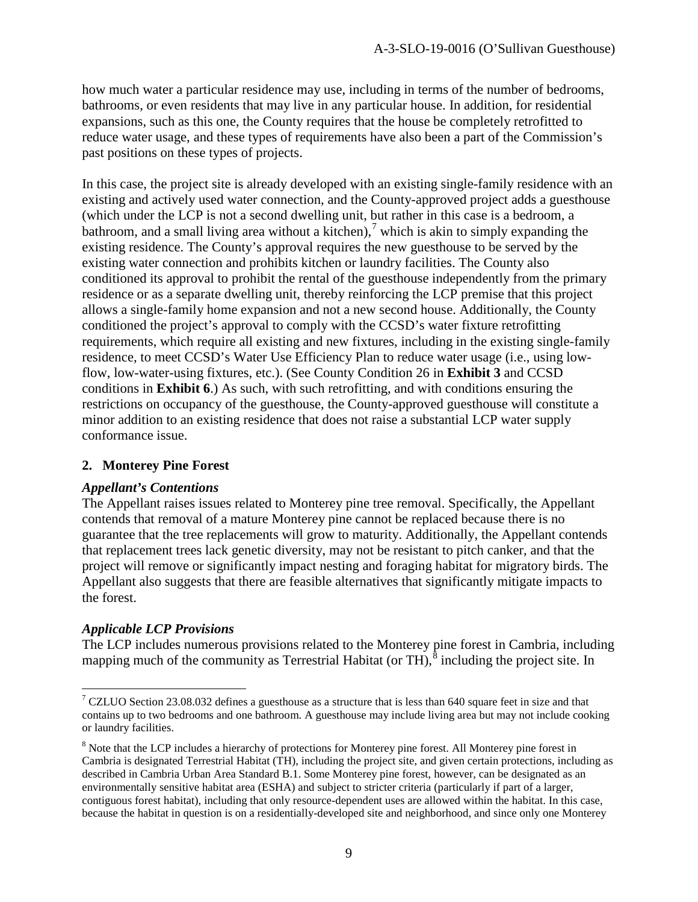how much water a particular residence may use, including in terms of the number of bedrooms, bathrooms, or even residents that may live in any particular house. In addition, for residential expansions, such as this one, the County requires that the house be completely retrofitted to reduce water usage, and these types of requirements have also been a part of the Commission's past positions on these types of projects.

In this case, the project site is already developed with an existing single-family residence with an existing and actively used water connection, and the County-approved project adds a guesthouse (which under the LCP is not a second dwelling unit, but rather in this case is a bedroom, a bathroom, and a small living area without a kitchen),[7] which is akin to simply expanding the existing residence. The County's approval requires the new guesthouse to be served by the existing water connection and prohibits kitchen or laundry facilities. The County also conditioned its approval to prohibit the rental of the guesthouse independently from the primary residence or as a separate dwelling unit, thereby reinforcing the LCP premise that this project allows a single-family home expansion and not a new second house. Additionally, the County conditioned the project's approval to comply with the CCSD's water fixture retrofitting requirements, which require all existing and new fixtures, including in the existing single-family residence, to meet CCSD's Water Use Efficiency Plan to reduce water usage (i.e., using low-flow, low-water-using fixtures, etc.). (See County Condition 26 in **Exhibit 3** and CCSD conditions in **Exhibit 6**.) As such, with such retrofitting, and with conditions ensuring the restrictions on occupancy of the guesthouse, the County-approved guesthouse will constitute a minor addition to an existing residence that does not raise a substantial LCP water supply conformance issue.

## 2. Monterey Pine Forest

### *Appellant's Contentions*

The Appellant raises issues related to Monterey pine tree removal. Specifically, the Appellant contends that removal of a mature Monterey pine cannot be replaced because there is no guarantee that the tree replacements will grow to maturity. Additionally, the Appellant contends that replacement trees lack genetic diversity, may not be resistant to pitch canker, and that the project will remove or significantly impact nesting and foraging habitat for migratory birds. The Appellant also suggests that there are feasible alternatives that significantly mitigate impacts to the forest.

### *Applicable LCP Provisions*

The LCP includes numerous provisions related to the Monterey pine forest in Cambria, including mapping much of the community as Terrestrial Habitat (or TH),[8] including the project site. In

---

[7] CZLUO Section 23.08.032 defines a guesthouse as a structure that is less than 640 square feet in size and that contains up to two bedrooms and one bathroom. A guesthouse may include living area but may not include cooking or laundry facilities.

[8] Note that the LCP includes a hierarchy of protections for Monterey pine forest. All Monterey pine forest in Cambria is designated Terrestrial Habitat (TH), including the project site, and given certain protections, including as described in Cambria Urban Area Standard B.1. Some Monterey pine forest, however, can be designated as an environmentally sensitive habitat area (ESHA) and subject to stricter criteria (particularly if part of a larger, contiguous forest habitat), including that only resource-dependent uses are allowed within the habitat. In this case, because the habitat in question is on a residentially-developed site and neighborhood, and since only one Monterey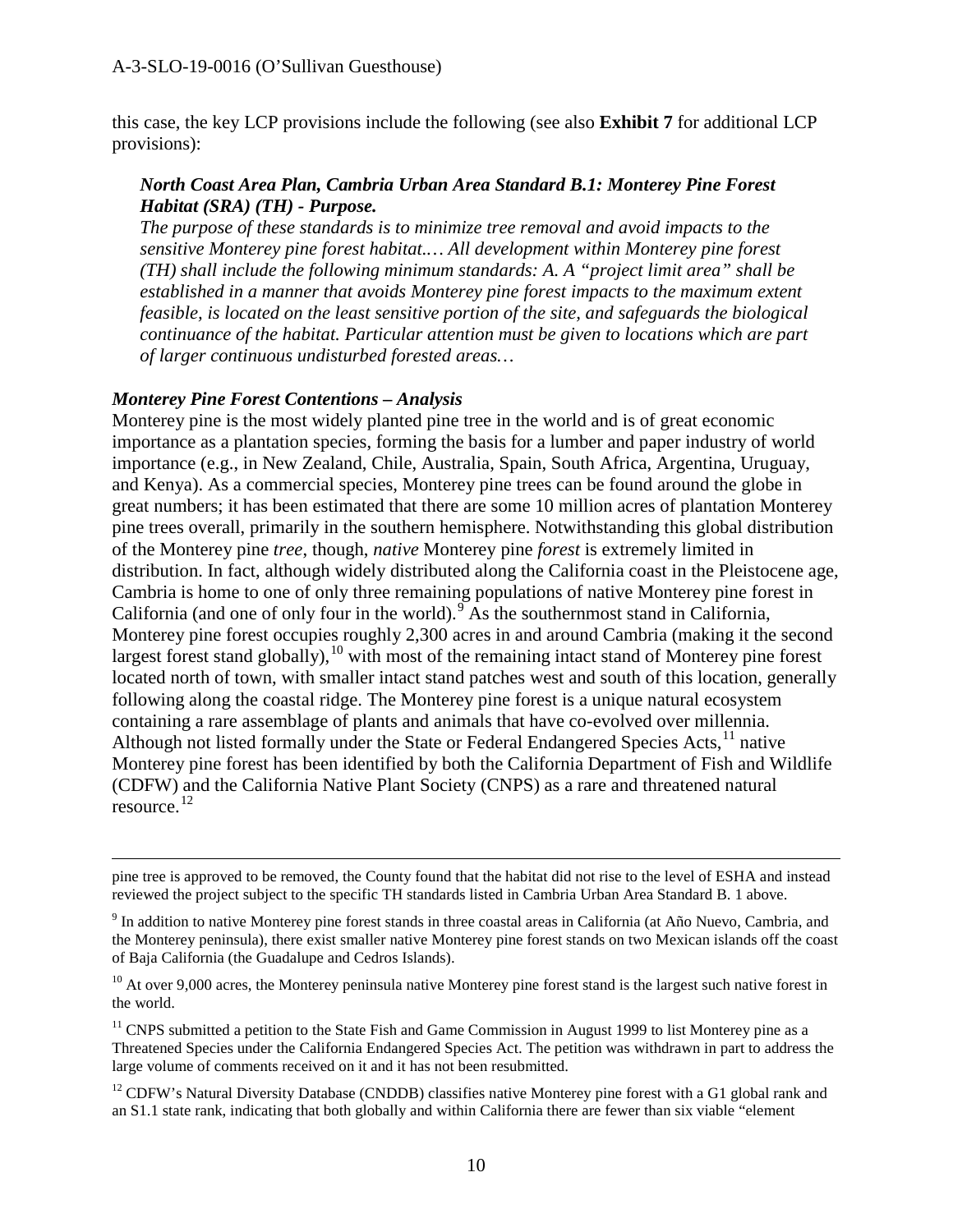this case, the key LCP provisions include the following (see also **Exhibit 7** for additional LCP provisions):

> ***North Coast Area Plan, Cambria Urban Area Standard B.1: Monterey Pine Forest Habitat (SRA) (TH) - Purpose.***
> *The purpose of these standards is to minimize tree removal and avoid impacts to the sensitive Monterey pine forest habitat.… All development within Monterey pine forest (TH) shall include the following minimum standards: A. A "project limit area" shall be established in a manner that avoids Monterey pine forest impacts to the maximum extent feasible, is located on the least sensitive portion of the site, and safeguards the biological continuance of the habitat. Particular attention must be given to locations which are part of larger continuous undisturbed forested areas…*

***Monterey Pine Forest Contentions – Analysis***

Monterey pine is the most widely planted pine tree in the world and is of great economic importance as a plantation species, forming the basis for a lumber and paper industry of world importance (e.g., in New Zealand, Chile, Australia, Spain, South Africa, Argentina, Uruguay, and Kenya). As a commercial species, Monterey pine trees can be found around the globe in great numbers; it has been estimated that there are some 10 million acres of plantation Monterey pine trees overall, primarily in the southern hemisphere. Notwithstanding this global distribution of the Monterey pine *tree*, though, *native* Monterey pine *forest* is extremely limited in distribution. In fact, although widely distributed along the California coast in the Pleistocene age, Cambria is home to one of only three remaining populations of native Monterey pine forest in California (and one of only four in the world).[9] As the southernmost stand in California, Monterey pine forest occupies roughly 2,300 acres in and around Cambria (making it the second largest forest stand globally),[10] with most of the remaining intact stand of Monterey pine forest located north of town, with smaller intact stand patches west and south of this location, generally following along the coastal ridge. The Monterey pine forest is a unique natural ecosystem containing a rare assemblage of plants and animals that have co-evolved over millennia. Although not listed formally under the State or Federal Endangered Species Acts,[11] native Monterey pine forest has been identified by both the California Department of Fish and Wildlife (CDFW) and the California Native Plant Society (CNPS) as a rare and threatened natural resource.[12]

---

pine tree is approved to be removed, the County found that the habitat did not rise to the level of ESHA and instead reviewed the project subject to the specific TH standards listed in Cambria Urban Area Standard B. 1 above.

[9] In addition to native Monterey pine forest stands in three coastal areas in California (at Año Nuevo, Cambria, and the Monterey peninsula), there exist smaller native Monterey pine forest stands on two Mexican islands off the coast of Baja California (the Guadalupe and Cedros Islands).

[10] At over 9,000 acres, the Monterey peninsula native Monterey pine forest stand is the largest such native forest in the world.

[11] CNPS submitted a petition to the State Fish and Game Commission in August 1999 to list Monterey pine as a Threatened Species under the California Endangered Species Act. The petition was withdrawn in part to address the large volume of comments received on it and it has not been resubmitted.

[12] CDFW's Natural Diversity Database (CNDDB) classifies native Monterey pine forest with a G1 global rank and an S1.1 state rank, indicating that both globally and within California there are fewer than six viable "element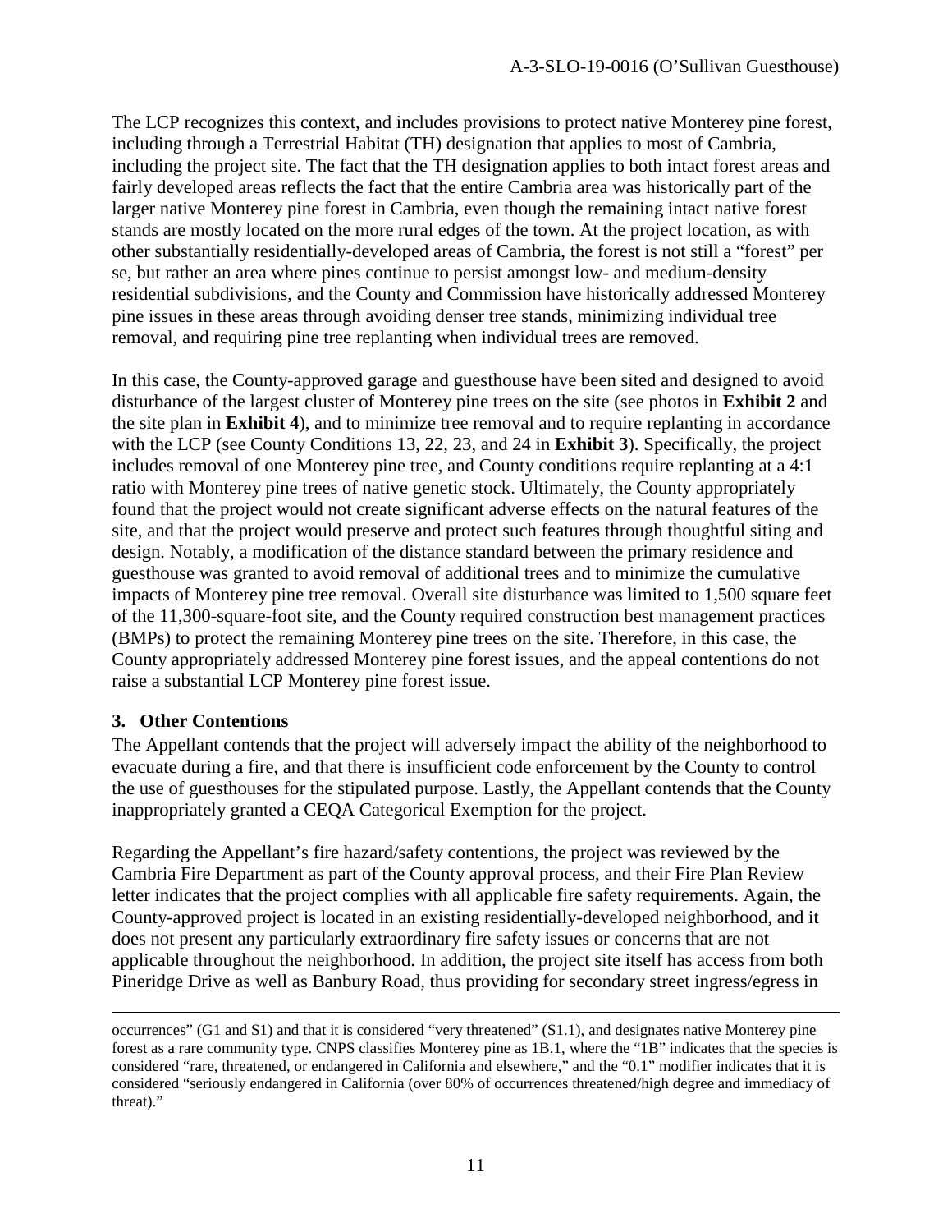The LCP recognizes this context, and includes provisions to protect native Monterey pine forest, including through a Terrestrial Habitat (TH) designation that applies to most of Cambria, including the project site. The fact that the TH designation applies to both intact forest areas and fairly developed areas reflects the fact that the entire Cambria area was historically part of the larger native Monterey pine forest in Cambria, even though the remaining intact native forest stands are mostly located on the more rural edges of the town. At the project location, as with other substantially residentially-developed areas of Cambria, the forest is not still a "forest" per se, but rather an area where pines continue to persist amongst low- and medium-density residential subdivisions, and the County and Commission have historically addressed Monterey pine issues in these areas through avoiding denser tree stands, minimizing individual tree removal, and requiring pine tree replanting when individual trees are removed.

In this case, the County-approved garage and guesthouse have been sited and designed to avoid disturbance of the largest cluster of Monterey pine trees on the site (see photos in **Exhibit 2** and the site plan in **Exhibit 4**), and to minimize tree removal and to require replanting in accordance with the LCP (see County Conditions 13, 22, 23, and 24 in **Exhibit 3**). Specifically, the project includes removal of one Monterey pine tree, and County conditions require replanting at a 4:1 ratio with Monterey pine trees of native genetic stock. Ultimately, the County appropriately found that the project would not create significant adverse effects on the natural features of the site, and that the project would preserve and protect such features through thoughtful siting and design. Notably, a modification of the distance standard between the primary residence and guesthouse was granted to avoid removal of additional trees and to minimize the cumulative impacts of Monterey pine tree removal. Overall site disturbance was limited to 1,500 square feet of the 11,300-square-foot site, and the County required construction best management practices (BMPs) to protect the remaining Monterey pine trees on the site. Therefore, in this case, the County appropriately addressed Monterey pine forest issues, and the appeal contentions do not raise a substantial LCP Monterey pine forest issue.

### 3. Other Contentions

The Appellant contends that the project will adversely impact the ability of the neighborhood to evacuate during a fire, and that there is insufficient code enforcement by the County to control the use of guesthouses for the stipulated purpose. Lastly, the Appellant contends that the County inappropriately granted a CEQA Categorical Exemption for the project.

Regarding the Appellant's fire hazard/safety contentions, the project was reviewed by the Cambria Fire Department as part of the County approval process, and their Fire Plan Review letter indicates that the project complies with all applicable fire safety requirements. Again, the County-approved project is located in an existing residentially-developed neighborhood, and it does not present any particularly extraordinary fire safety issues or concerns that are not applicable throughout the neighborhood. In addition, the project site itself has access from both Pineridge Drive as well as Banbury Road, thus providing for secondary street ingress/egress in

---

occurrences" (G1 and S1) and that it is considered "very threatened" (S1.1), and designates native Monterey pine forest as a rare community type. CNPS classifies Monterey pine as 1B.1, where the "1B" indicates that the species is considered "rare, threatened, or endangered in California and elsewhere," and the "0.1" modifier indicates that it is considered "seriously endangered in California (over 80% of occurrences threatened/high degree and immediacy of threat)."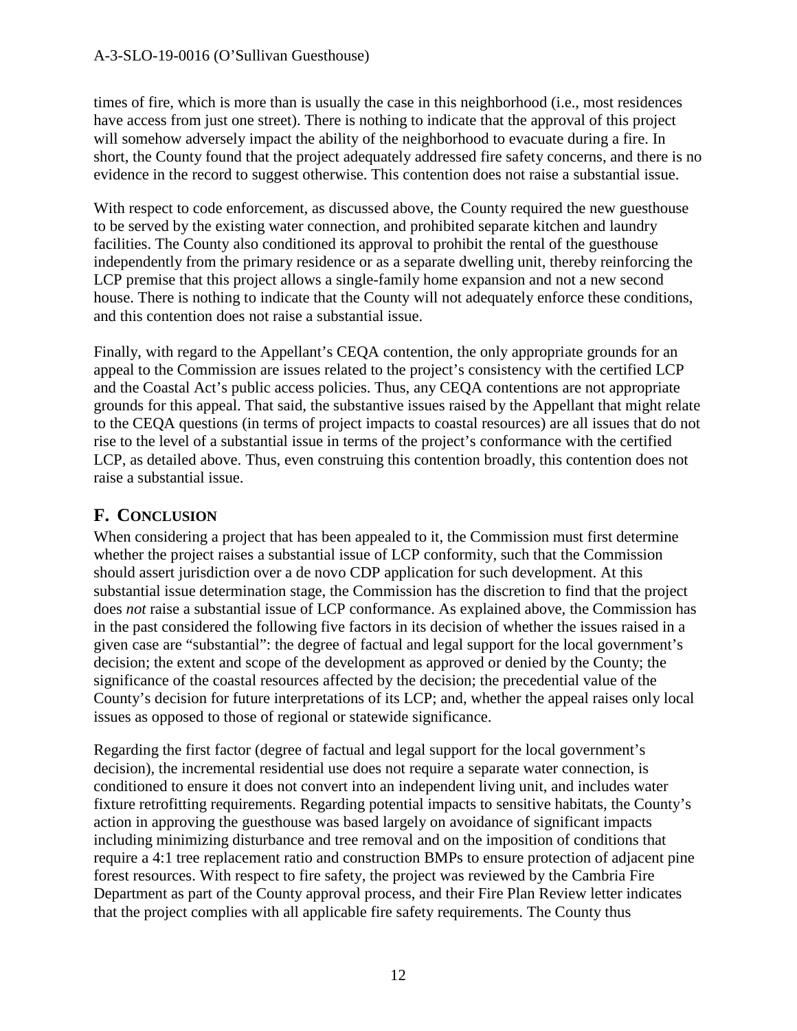times of fire, which is more than is usually the case in this neighborhood (i.e., most residences have access from just one street). There is nothing to indicate that the approval of this project will somehow adversely impact the ability of the neighborhood to evacuate during a fire. In short, the County found that the project adequately addressed fire safety concerns, and there is no evidence in the record to suggest otherwise. This contention does not raise a substantial issue.

With respect to code enforcement, as discussed above, the County required the new guesthouse to be served by the existing water connection, and prohibited separate kitchen and laundry facilities. The County also conditioned its approval to prohibit the rental of the guesthouse independently from the primary residence or as a separate dwelling unit, thereby reinforcing the LCP premise that this project allows a single-family home expansion and not a new second house. There is nothing to indicate that the County will not adequately enforce these conditions, and this contention does not raise a substantial issue.

Finally, with regard to the Appellant's CEQA contention, the only appropriate grounds for an appeal to the Commission are issues related to the project's consistency with the certified LCP and the Coastal Act's public access policies. Thus, any CEQA contentions are not appropriate grounds for this appeal. That said, the substantive issues raised by the Appellant that might relate to the CEQA questions (in terms of project impacts to coastal resources) are all issues that do not rise to the level of a substantial issue in terms of the project's conformance with the certified LCP, as detailed above. Thus, even construing this contention broadly, this contention does not raise a substantial issue.

## F. CONCLUSION

When considering a project that has been appealed to it, the Commission must first determine whether the project raises a substantial issue of LCP conformity, such that the Commission should assert jurisdiction over a de novo CDP application for such development. At this substantial issue determination stage, the Commission has the discretion to find that the project does *not* raise a substantial issue of LCP conformance. As explained above, the Commission has in the past considered the following five factors in its decision of whether the issues raised in a given case are "substantial": the degree of factual and legal support for the local government's decision; the extent and scope of the development as approved or denied by the County; the significance of the coastal resources affected by the decision; the precedential value of the County's decision for future interpretations of its LCP; and, whether the appeal raises only local issues as opposed to those of regional or statewide significance.

Regarding the first factor (degree of factual and legal support for the local government's decision), the incremental residential use does not require a separate water connection, is conditioned to ensure it does not convert into an independent living unit, and includes water fixture retrofitting requirements. Regarding potential impacts to sensitive habitats, the County's action in approving the guesthouse was based largely on avoidance of significant impacts including minimizing disturbance and tree removal and on the imposition of conditions that require a 4:1 tree replacement ratio and construction BMPs to ensure protection of adjacent pine forest resources. With respect to fire safety, the project was reviewed by the Cambria Fire Department as part of the County approval process, and their Fire Plan Review letter indicates that the project complies with all applicable fire safety requirements. The County thus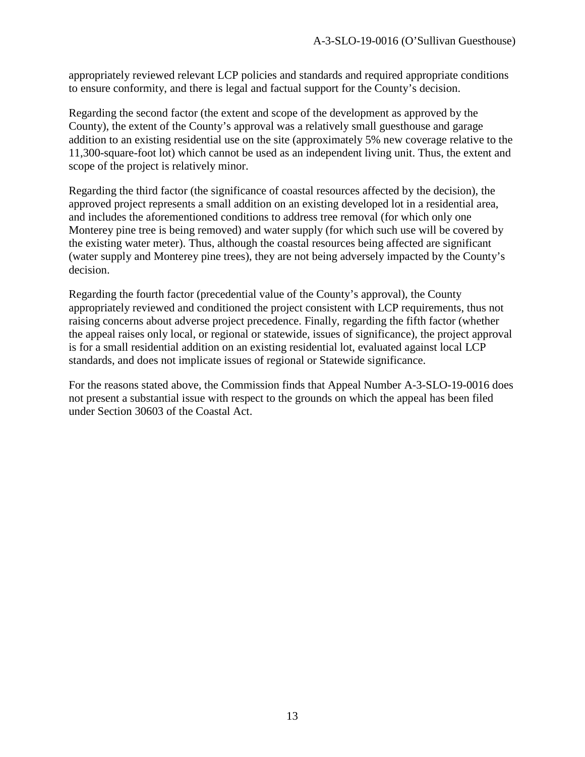appropriately reviewed relevant LCP policies and standards and required appropriate conditions to ensure conformity, and there is legal and factual support for the County's decision.

Regarding the second factor (the extent and scope of the development as approved by the County), the extent of the County's approval was a relatively small guesthouse and garage addition to an existing residential use on the site (approximately 5% new coverage relative to the 11,300-square-foot lot) which cannot be used as an independent living unit. Thus, the extent and scope of the project is relatively minor.

Regarding the third factor (the significance of coastal resources affected by the decision), the approved project represents a small addition on an existing developed lot in a residential area, and includes the aforementioned conditions to address tree removal (for which only one Monterey pine tree is being removed) and water supply (for which such use will be covered by the existing water meter). Thus, although the coastal resources being affected are significant (water supply and Monterey pine trees), they are not being adversely impacted by the County's decision.

Regarding the fourth factor (precedential value of the County's approval), the County appropriately reviewed and conditioned the project consistent with LCP requirements, thus not raising concerns about adverse project precedence. Finally, regarding the fifth factor (whether the appeal raises only local, or regional or statewide, issues of significance), the project approval is for a small residential addition on an existing residential lot, evaluated against local LCP standards, and does not implicate issues of regional or Statewide significance.

For the reasons stated above, the Commission finds that Appeal Number A-3-SLO-19-0016 does not present a substantial issue with respect to the grounds on which the appeal has been filed under Section 30603 of the Coastal Act.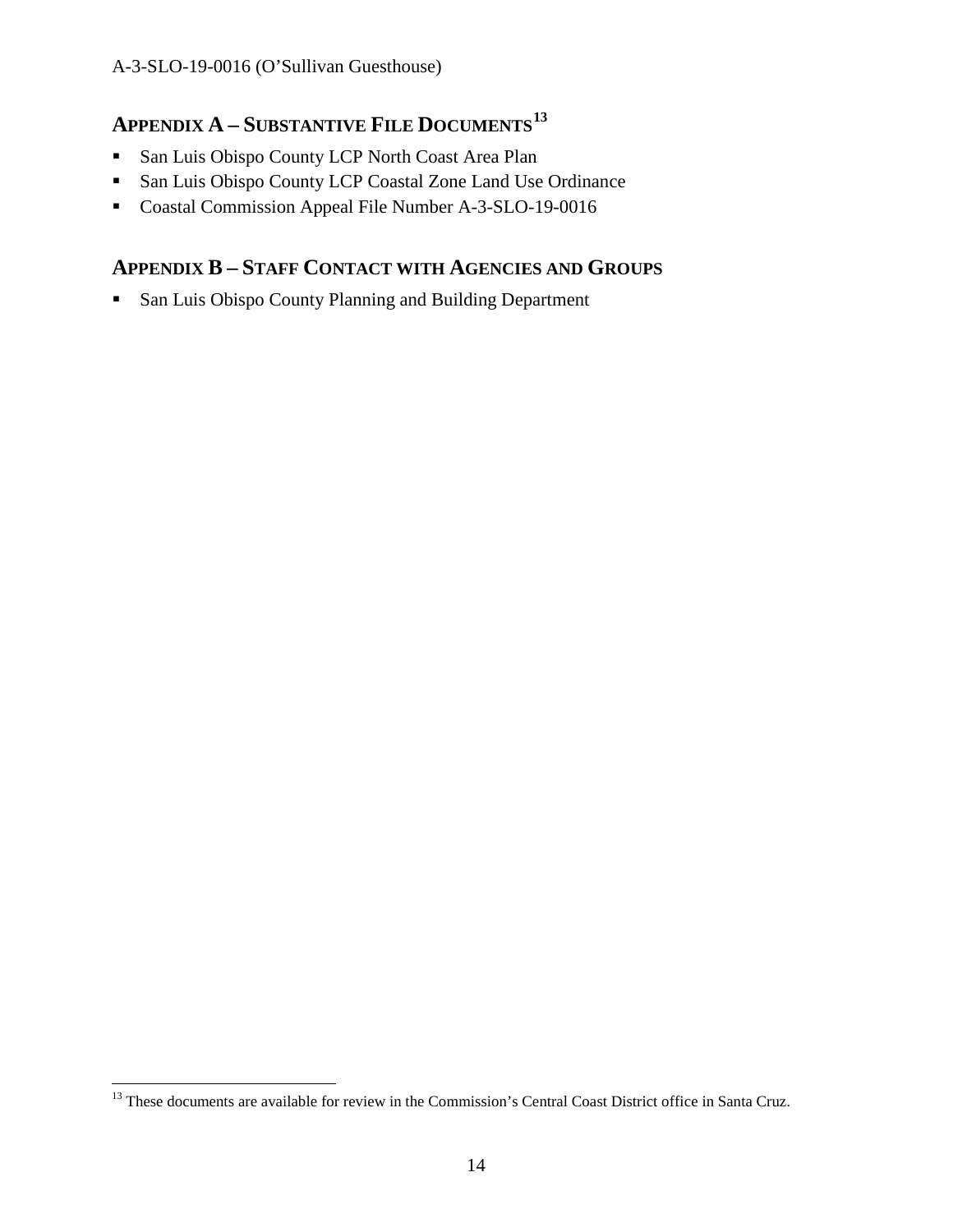## APPENDIX A – SUBSTANTIVE FILE DOCUMENTS[13]

- San Luis Obispo County LCP North Coast Area Plan
- San Luis Obispo County LCP Coastal Zone Land Use Ordinance
- Coastal Commission Appeal File Number A-3-SLO-19-0016

## APPENDIX B – STAFF CONTACT WITH AGENCIES AND GROUPS

- San Luis Obispo County Planning and Building Department

[13] These documents are available for review in the Commission's Central Coast District office in Santa Cruz.